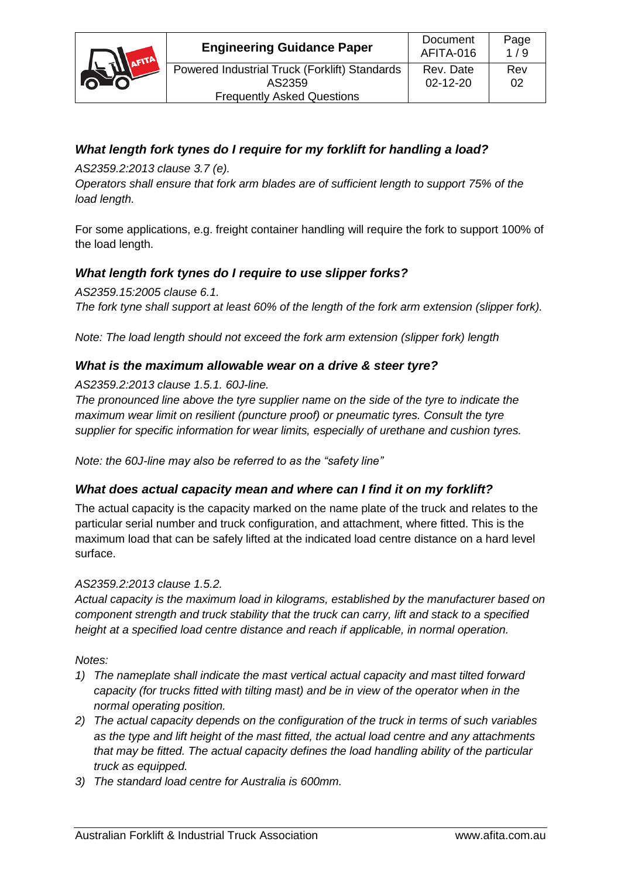### *What length fork tynes do I require for my forklift for handling a load?*

*AS2359.2:2013 clause 3.7 (e).*

*Operators shall ensure that fork arm blades are of sufficient length to support 75% of the load length.*

For some applications, e.g. freight container handling will require the fork to support 100% of the load length.

### *What length fork tynes do I require to use slipper forks?*

*AS2359.15:2005 clause 6.1.*

*The fork tyne shall support at least 60% of the length of the fork arm extension (slipper fork).*

*Note: The load length should not exceed the fork arm extension (slipper fork) length*

### *What is the maximum allowable wear on a drive & steer tyre?*

*AS2359.2:2013 clause 1.5.1. 60J-line.*

*The pronounced line above the tyre supplier name on the side of the tyre to indicate the maximum wear limit on resilient (puncture proof) or pneumatic tyres. Consult the tyre supplier for specific information for wear limits, especially of urethane and cushion tyres.*

*Note: the 60J-line may also be referred to as the "safety line"*

### *What does actual capacity mean and where can I find it on my forklift?*

The actual capacity is the capacity marked on the name plate of the truck and relates to the particular serial number and truck configuration, and attachment, where fitted. This is the maximum load that can be safely lifted at the indicated load centre distance on a hard level surface.

*AS2359.2:2013 clause 1.5.2.*

*Actual capacity is the maximum load in kilograms, established by the manufacturer based on component strength and truck stability that the truck can carry, lift and stack to a specified height at a specified load centre distance and reach if applicable, in normal operation.*

*Notes:*

1) *The nameplate shall indicate the mast vertical actual capacity and mast tilted forward capacity (for trucks fitted with tilting mast) and be in view of the operator when in the normal operating position.*
2) *The actual capacity depends on the configuration of the truck in terms of such variables as the type and lift height of the mast fitted, the actual load centre and any attachments that may be fitted. The actual capacity defines the load handling ability of the particular truck as equipped.*
3) *The standard load centre for Australia is 600mm.*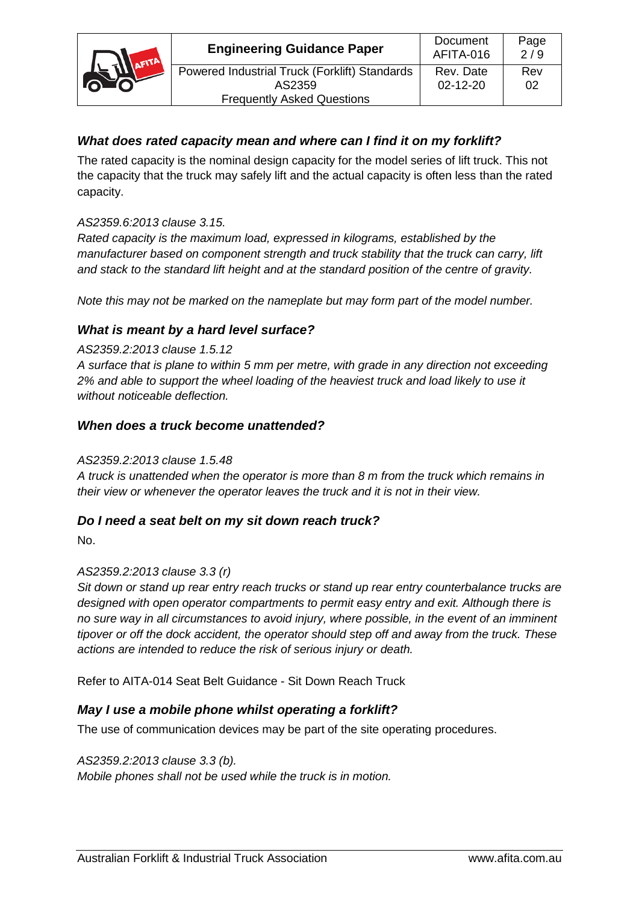### *What does rated capacity mean and where can I find it on my forklift?*

The rated capacity is the nominal design capacity for the model series of lift truck. This not the capacity that the truck may safely lift and the actual capacity is often less than the rated capacity.

*AS2359.6:2013 clause 3.15.*
*Rated capacity is the maximum load, expressed in kilograms, established by the manufacturer based on component strength and truck stability that the truck can carry, lift and stack to the standard lift height and at the standard position of the centre of gravity.*

*Note this may not be marked on the nameplate but may form part of the model number.*

### *What is meant by a hard level surface?*

*AS2359.2:2013 clause 1.5.12*
*A surface that is plane to within 5 mm per metre, with grade in any direction not exceeding 2% and able to support the wheel loading of the heaviest truck and load likely to use it without noticeable deflection.*

### *When does a truck become unattended?*

*AS2359.2:2013 clause 1.5.48*
*A truck is unattended when the operator is more than 8 m from the truck which remains in their view or whenever the operator leaves the truck and it is not in their view.*

### *Do I need a seat belt on my sit down reach truck?*

No.

*AS2359.2:2013 clause 3.3 (r)*
*Sit down or stand up rear entry reach trucks or stand up rear entry counterbalance trucks are designed with open operator compartments to permit easy entry and exit. Although there is no sure way in all circumstances to avoid injury, where possible, in the event of an imminent tipover or off the dock accident, the operator should step off and away from the truck. These actions are intended to reduce the risk of serious injury or death.*

Refer to AITA-014 Seat Belt Guidance - Sit Down Reach Truck

### *May I use a mobile phone whilst operating a forklift?*

The use of communication devices may be part of the site operating procedures.

*AS2359.2:2013 clause 3.3 (b).*
*Mobile phones shall not be used while the truck is in motion.*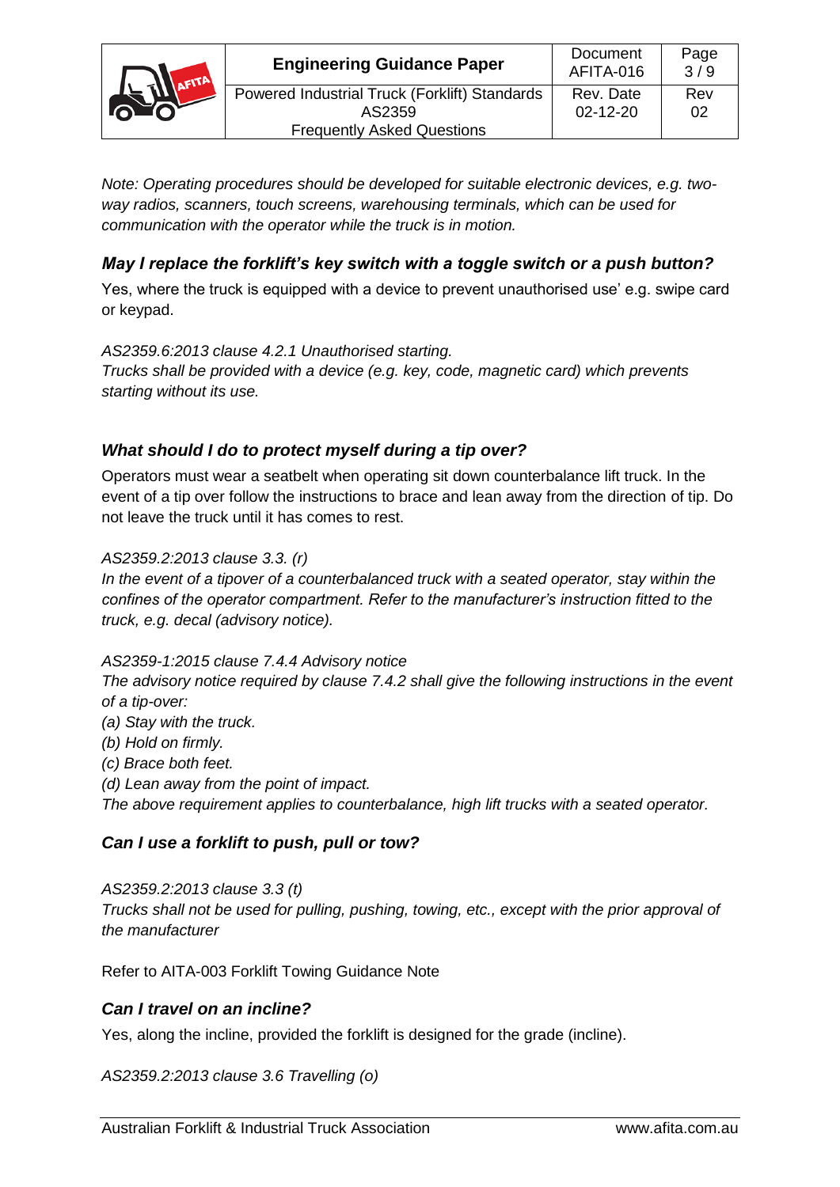*Note: Operating procedures should be developed for suitable electronic devices, e.g. two-way radios, scanners, touch screens, warehousing terminals, which can be used for communication with the operator while the truck is in motion.*

### *May I replace the forklift's key switch with a toggle switch or a push button?*

Yes, where the truck is equipped with a device to prevent unauthorised use' e.g. swipe card or keypad.

*AS2359.6:2013 clause 4.2.1 Unauthorised starting.*
*Trucks shall be provided with a device (e.g. key, code, magnetic card) which prevents starting without its use.*

### *What should I do to protect myself during a tip over?*

Operators must wear a seatbelt when operating sit down counterbalance lift truck. In the event of a tip over follow the instructions to brace and lean away from the direction of tip. Do not leave the truck until it has comes to rest.

*AS2359.2:2013 clause 3.3. (r)*
*In the event of a tipover of a counterbalanced truck with a seated operator, stay within the confines of the operator compartment. Refer to the manufacturer's instruction fitted to the truck, e.g. decal (advisory notice).*

*AS2359-1:2015 clause 7.4.4 Advisory notice*
*The advisory notice required by clause 7.4.2 shall give the following instructions in the event of a tip-over:*
*(a) Stay with the truck.*
*(b) Hold on firmly.*
*(c) Brace both feet.*
*(d) Lean away from the point of impact.*
*The above requirement applies to counterbalance, high lift trucks with a seated operator.*

### *Can I use a forklift to push, pull or tow?*

*AS2359.2:2013 clause 3.3 (t)*
*Trucks shall not be used for pulling, pushing, towing, etc., except with the prior approval of the manufacturer*

Refer to AITA-003 Forklift Towing Guidance Note

### *Can I travel on an incline?*

Yes, along the incline, provided the forklift is designed for the grade (incline).

*AS2359.2:2013 clause 3.6 Travelling (o)*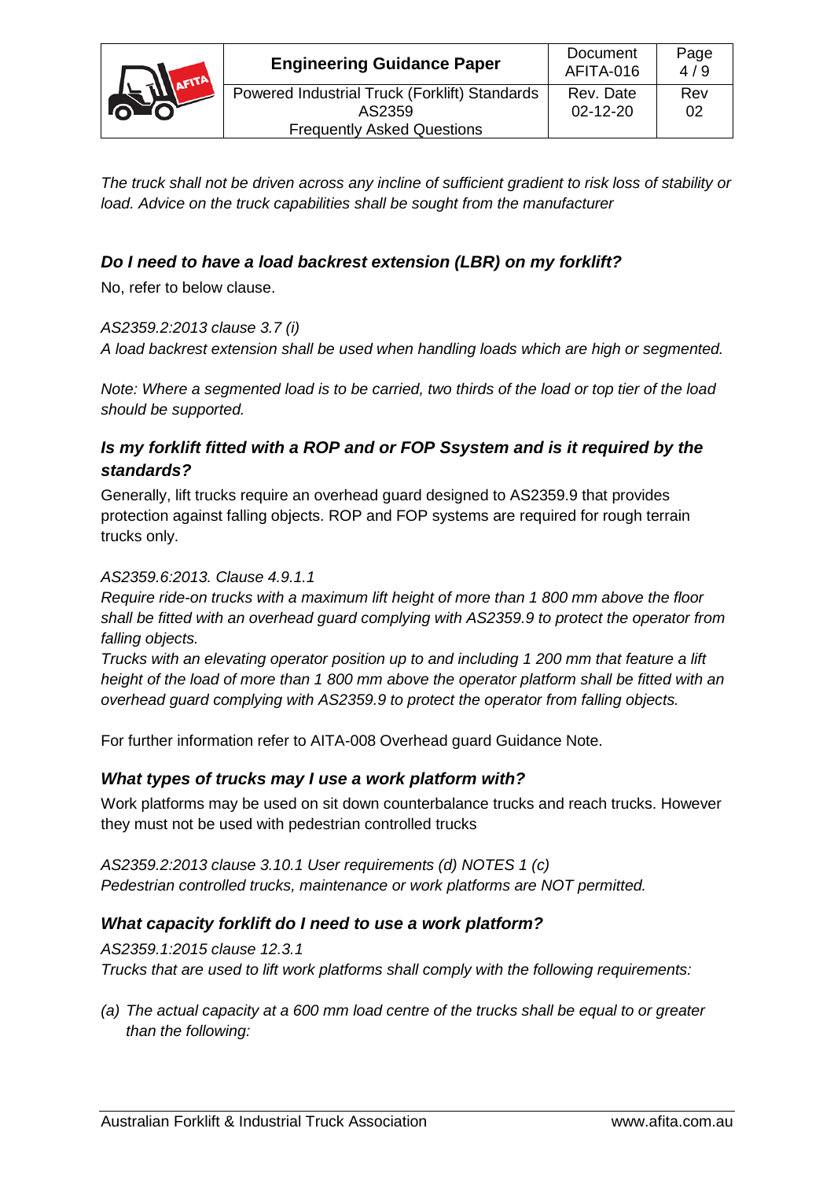*The truck shall not be driven across any incline of sufficient gradient to risk loss of stability or load. Advice on the truck capabilities shall be sought from the manufacturer*

### *Do I need to have a load backrest extension (LBR) on my forklift?*

No, refer to below clause.

*AS2359.2:2013 clause 3.7 (i)*
*A load backrest extension shall be used when handling loads which are high or segmented.*

*Note: Where a segmented load is to be carried, two thirds of the load or top tier of the load should be supported.*

### *Is my forklift fitted with a ROP and or FOP Ssystem and is it required by the standards?*

Generally, lift trucks require an overhead guard designed to AS2359.9 that provides protection against falling objects. ROP and FOP systems are required for rough terrain trucks only.

*AS2359.6:2013. Clause 4.9.1.1*
*Require ride-on trucks with a maximum lift height of more than 1 800 mm above the floor shall be fitted with an overhead guard complying with AS2359.9 to protect the operator from falling objects.*
*Trucks with an elevating operator position up to and including 1 200 mm that feature a lift height of the load of more than 1 800 mm above the operator platform shall be fitted with an overhead guard complying with AS2359.9 to protect the operator from falling objects.*

For further information refer to AITA-008 Overhead guard Guidance Note.

### *What types of trucks may I use a work platform with?*

Work platforms may be used on sit down counterbalance trucks and reach trucks. However they must not be used with pedestrian controlled trucks

*AS2359.2:2013 clause 3.10.1 User requirements (d) NOTES 1 (c)*
*Pedestrian controlled trucks, maintenance or work platforms are NOT permitted.*

### *What capacity forklift do I need to use a work platform?*

*AS2359.1:2015 clause 12.3.1*
*Trucks that are used to lift work platforms shall comply with the following requirements:*

*(a) The actual capacity at a 600 mm load centre of the trucks shall be equal to or greater than the following:*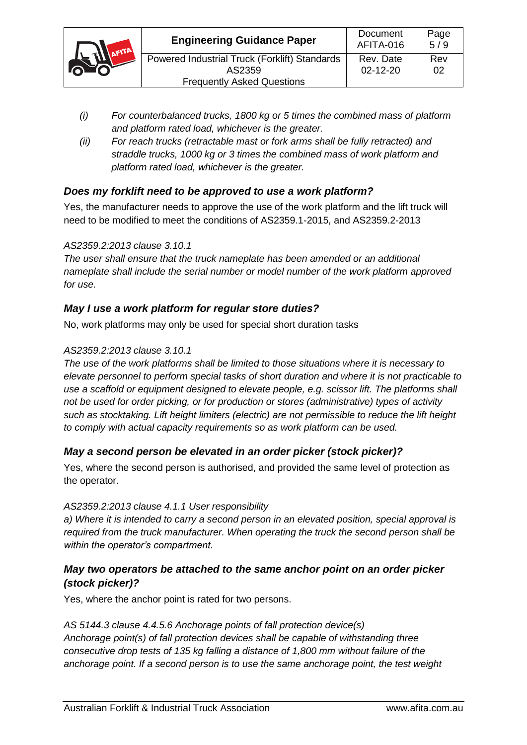*(i) For counterbalanced trucks, 1800 kg or 5 times the combined mass of platform and platform rated load, whichever is the greater.*

*(ii) For reach trucks (retractable mast or fork arms shall be fully retracted) and straddle trucks, 1000 kg or 3 times the combined mass of work platform and platform rated load, whichever is the greater.*

### *Does my forklift need to be approved to use a work platform?*

Yes, the manufacturer needs to approve the use of the work platform and the lift truck will need to be modified to meet the conditions of AS2359.1-2015, and AS2359.2-2013

*AS2359.2:2013 clause 3.10.1*

*The user shall ensure that the truck nameplate has been amended or an additional nameplate shall include the serial number or model number of the work platform approved for use.*

### *May I use a work platform for regular store duties?*

No, work platforms may only be used for special short duration tasks

*AS2359.2:2013 clause 3.10.1*

*The use of the work platforms shall be limited to those situations where it is necessary to elevate personnel to perform special tasks of short duration and where it is not practicable to use a scaffold or equipment designed to elevate people, e.g. scissor lift. The platforms shall not be used for order picking, or for production or stores (administrative) types of activity such as stocktaking. Lift height limiters (electric) are not permissible to reduce the lift height to comply with actual capacity requirements so as work platform can be used.*

### *May a second person be elevated in an order picker (stock picker)?*

Yes, where the second person is authorised, and provided the same level of protection as the operator.

*AS2359.2:2013 clause 4.1.1 User responsibility*

*a) Where it is intended to carry a second person in an elevated position, special approval is required from the truck manufacturer. When operating the truck the second person shall be within the operator's compartment.*

### *May two operators be attached to the same anchor point on an order picker (stock picker)?*

Yes, where the anchor point is rated for two persons.

*AS 5144.3 clause 4.4.5.6 Anchorage points of fall protection device(s)*

*Anchorage point(s) of fall protection devices shall be capable of withstanding three consecutive drop tests of 135 kg falling a distance of 1,800 mm without failure of the anchorage point. If a second person is to use the same anchorage point, the test weight*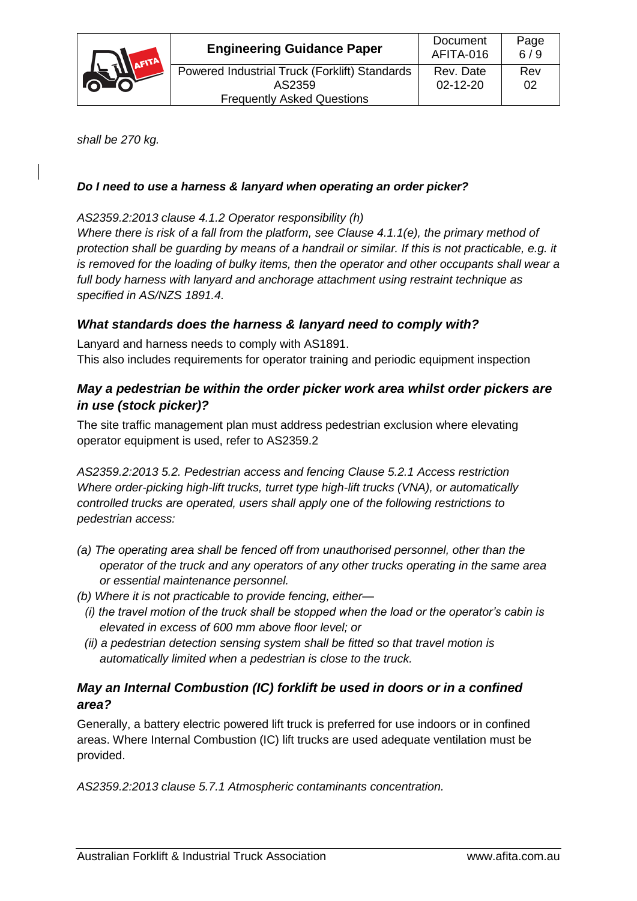*shall be 270 kg.*

***Do I need to use a harness & lanyard when operating an order picker?***

*AS2359.2:2013 clause 4.1.2 Operator responsibility (h)*
*Where there is risk of a fall from the platform, see Clause 4.1.1(e), the primary method of protection shall be guarding by means of a handrail or similar. If this is not practicable, e.g. it is removed for the loading of bulky items, then the operator and other occupants shall wear a full body harness with lanyard and anchorage attachment using restraint technique as specified in AS/NZS 1891.4.*

### *What standards does the harness & lanyard need to comply with?*

Lanyard and harness needs to comply with AS1891.
This also includes requirements for operator training and periodic equipment inspection

### *May a pedestrian be within the order picker work area whilst order pickers are in use (stock picker)?*

The site traffic management plan must address pedestrian exclusion where elevating operator equipment is used, refer to AS2359.2

*AS2359.2:2013 5.2. Pedestrian access and fencing Clause 5.2.1 Access restriction Where order-picking high-lift trucks, turret type high-lift trucks (VNA), or automatically controlled trucks are operated, users shall apply one of the following restrictions to pedestrian access:*

*(a) The operating area shall be fenced off from unauthorised personnel, other than the operator of the truck and any operators of any other trucks operating in the same area or essential maintenance personnel.*
*(b) Where it is not practicable to provide fencing, either—*
  *(i) the travel motion of the truck shall be stopped when the load or the operator's cabin is elevated in excess of 600 mm above floor level; or*
  *(ii) a pedestrian detection sensing system shall be fitted so that travel motion is automatically limited when a pedestrian is close to the truck.*

### *May an Internal Combustion (IC) forklift be used in doors or in a confined area?*

Generally, a battery electric powered lift truck is preferred for use indoors or in confined areas. Where Internal Combustion (IC) lift trucks are used adequate ventilation must be provided.

*AS2359.2:2013 clause 5.7.1 Atmospheric contaminants concentration.*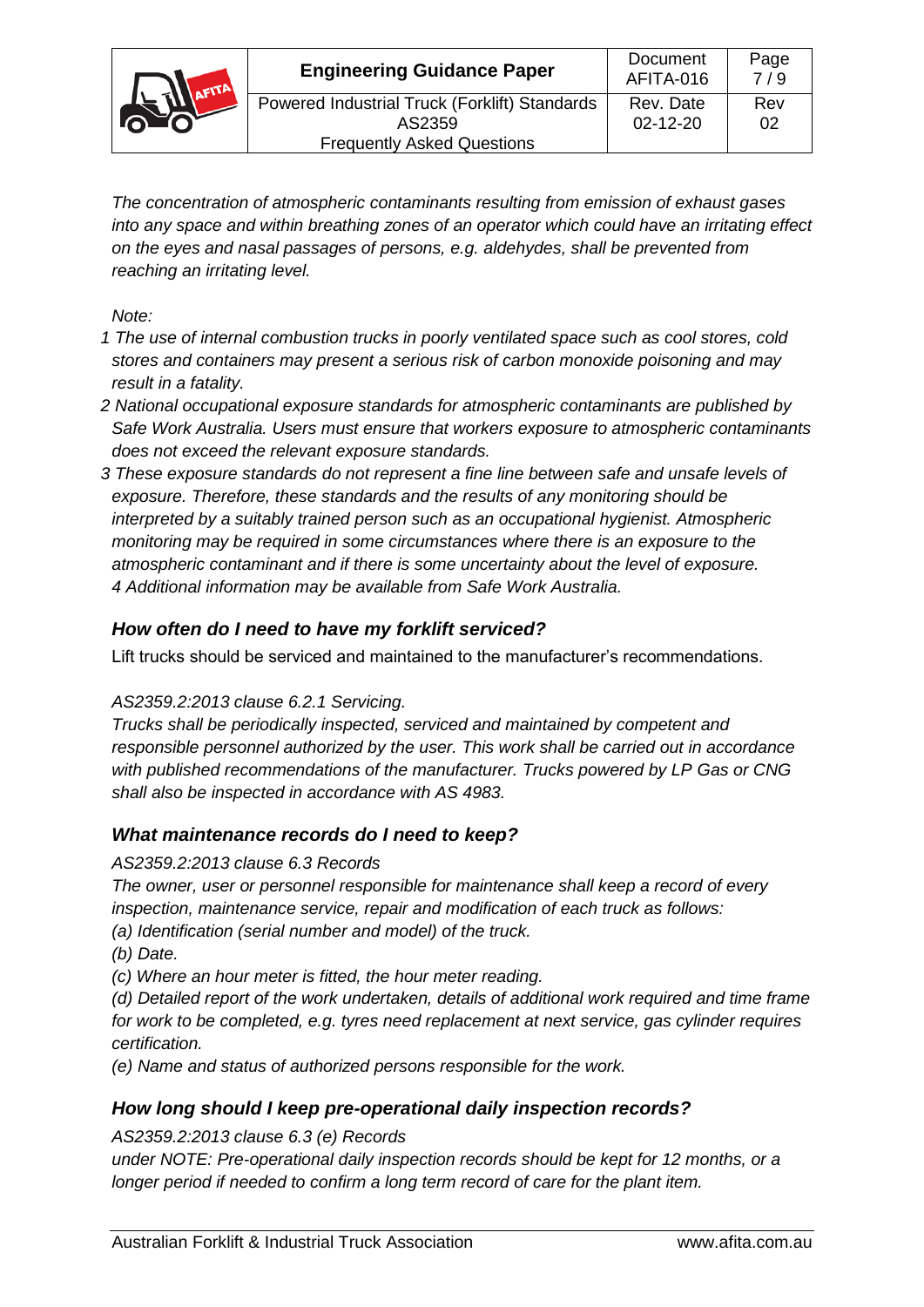*The concentration of atmospheric contaminants resulting from emission of exhaust gases into any space and within breathing zones of an operator which could have an irritating effect on the eyes and nasal passages of persons, e.g. aldehydes, shall be prevented from reaching an irritating level.*

*Note:*

*1 The use of internal combustion trucks in poorly ventilated space such as cool stores, cold stores and containers may present a serious risk of carbon monoxide poisoning and may result in a fatality.*

*2 National occupational exposure standards for atmospheric contaminants are published by Safe Work Australia. Users must ensure that workers exposure to atmospheric contaminants does not exceed the relevant exposure standards.*

*3 These exposure standards do not represent a fine line between safe and unsafe levels of exposure. Therefore, these standards and the results of any monitoring should be interpreted by a suitably trained person such as an occupational hygienist. Atmospheric monitoring may be required in some circumstances where there is an exposure to the atmospheric contaminant and if there is some uncertainty about the level of exposure.*

*4 Additional information may be available from Safe Work Australia.*

### *How often do I need to have my forklift serviced?*

Lift trucks should be serviced and maintained to the manufacturer's recommendations.

*AS2359.2:2013 clause 6.2.1 Servicing.*

*Trucks shall be periodically inspected, serviced and maintained by competent and responsible personnel authorized by the user. This work shall be carried out in accordance with published recommendations of the manufacturer. Trucks powered by LP Gas or CNG shall also be inspected in accordance with AS 4983.*

### *What maintenance records do I need to keep?*

*AS2359.2:2013 clause 6.3 Records*

*The owner, user or personnel responsible for maintenance shall keep a record of every inspection, maintenance service, repair and modification of each truck as follows:*

*(a) Identification (serial number and model) of the truck.*

*(b) Date.*

*(c) Where an hour meter is fitted, the hour meter reading.*

*(d) Detailed report of the work undertaken, details of additional work required and time frame for work to be completed, e.g. tyres need replacement at next service, gas cylinder requires certification.*

*(e) Name and status of authorized persons responsible for the work.*

### *How long should I keep pre-operational daily inspection records?*

*AS2359.2:2013 clause 6.3 (e) Records*

*under NOTE: Pre-operational daily inspection records should be kept for 12 months, or a longer period if needed to confirm a long term record of care for the plant item.*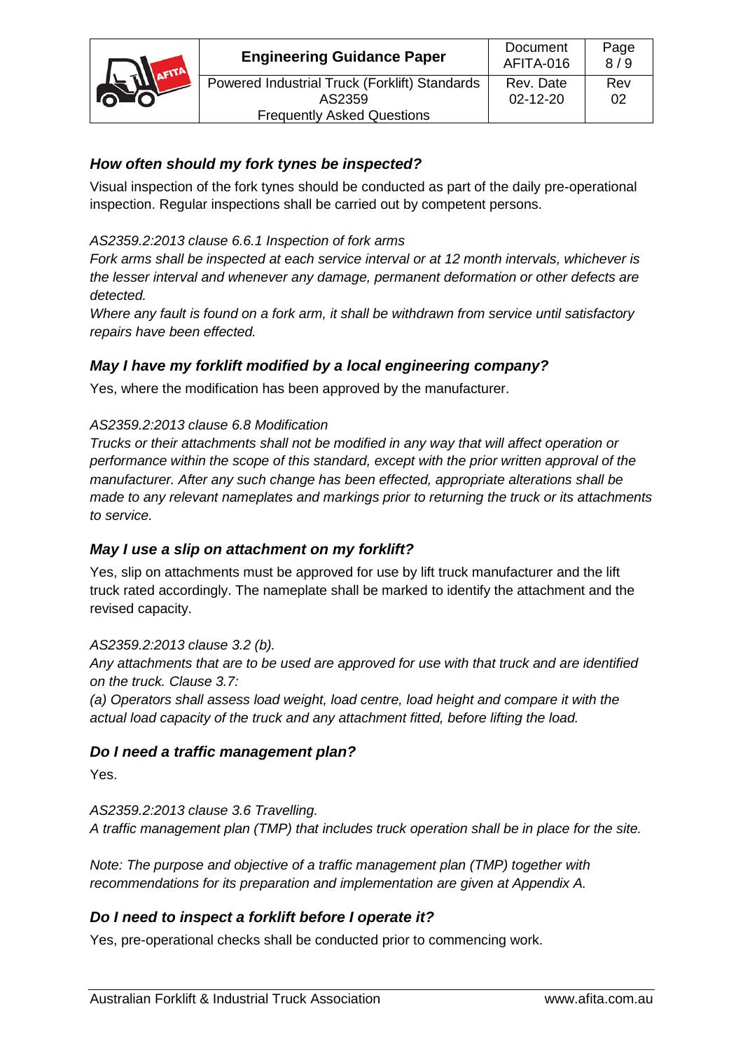### *How often should my fork tynes be inspected?*

Visual inspection of the fork tynes should be conducted as part of the daily pre-operational inspection. Regular inspections shall be carried out by competent persons.

*AS2359.2:2013 clause 6.6.1 Inspection of fork arms*

*Fork arms shall be inspected at each service interval or at 12 month intervals, whichever is the lesser interval and whenever any damage, permanent deformation or other defects are detected.*

*Where any fault is found on a fork arm, it shall be withdrawn from service until satisfactory repairs have been effected.*

### *May I have my forklift modified by a local engineering company?*

Yes, where the modification has been approved by the manufacturer.

*AS2359.2:2013 clause 6.8 Modification*

*Trucks or their attachments shall not be modified in any way that will affect operation or performance within the scope of this standard, except with the prior written approval of the manufacturer. After any such change has been effected, appropriate alterations shall be made to any relevant nameplates and markings prior to returning the truck or its attachments to service.*

### *May I use a slip on attachment on my forklift?*

Yes, slip on attachments must be approved for use by lift truck manufacturer and the lift truck rated accordingly. The nameplate shall be marked to identify the attachment and the revised capacity.

*AS2359.2:2013 clause 3.2 (b).*

*Any attachments that are to be used are approved for use with that truck and are identified on the truck. Clause 3.7:*

*(a) Operators shall assess load weight, load centre, load height and compare it with the actual load capacity of the truck and any attachment fitted, before lifting the load.*

### *Do I need a traffic management plan?*

Yes.

*AS2359.2:2013 clause 3.6 Travelling.*

*A traffic management plan (TMP) that includes truck operation shall be in place for the site.*

*Note: The purpose and objective of a traffic management plan (TMP) together with recommendations for its preparation and implementation are given at Appendix A.*

### *Do I need to inspect a forklift before I operate it?*

Yes, pre-operational checks shall be conducted prior to commencing work.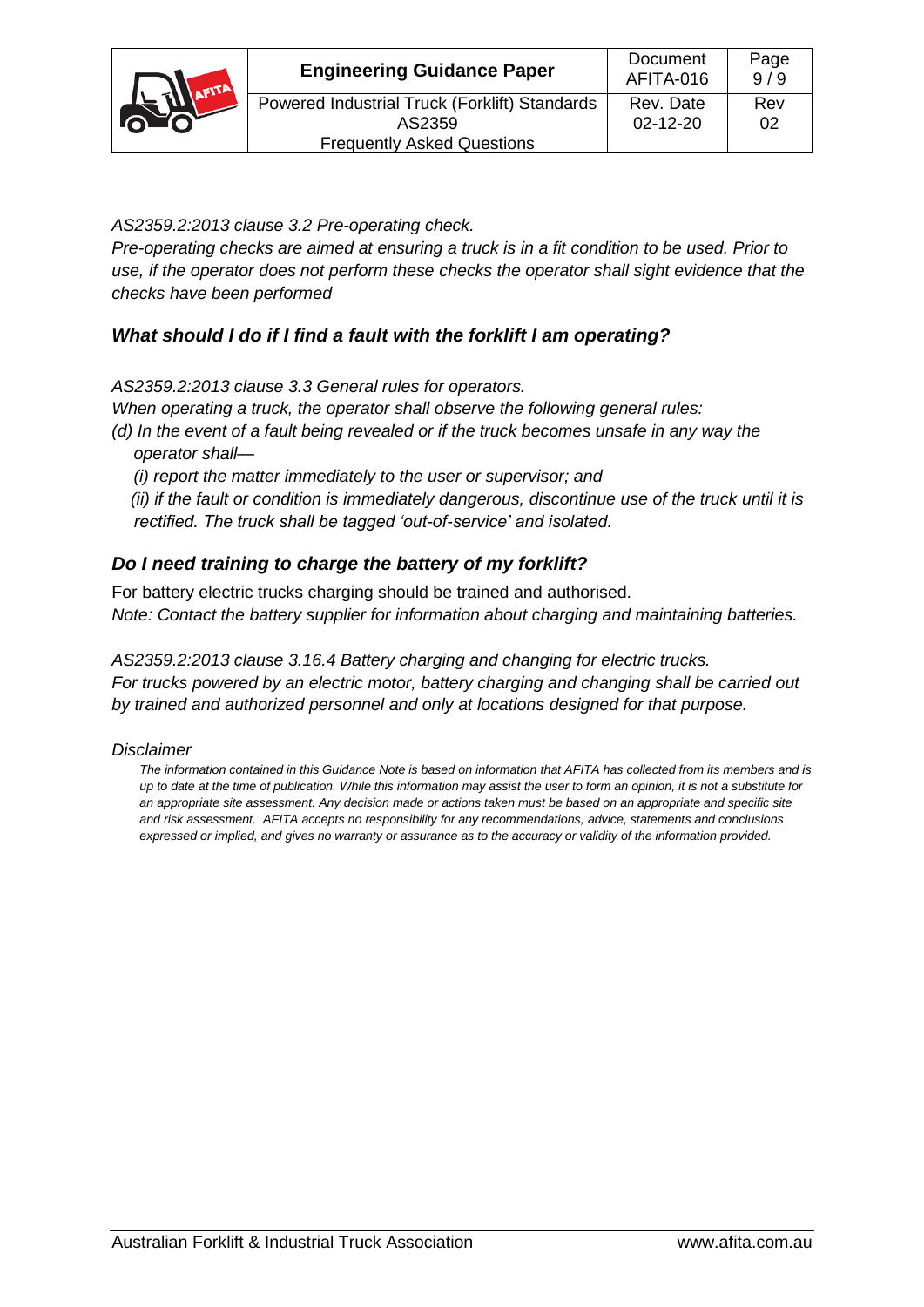*AS2359.2:2013 clause 3.2 Pre-operating check.*
*Pre-operating checks are aimed at ensuring a truck is in a fit condition to be used. Prior to use, if the operator does not perform these checks the operator shall sight evidence that the checks have been performed*

### *What should I do if I find a fault with the forklift I am operating?*

*AS2359.2:2013 clause 3.3 General rules for operators.*
*When operating a truck, the operator shall observe the following general rules:*
*(d) In the event of a fault being revealed or if the truck becomes unsafe in any way the operator shall—*
*(i) report the matter immediately to the user or supervisor; and*
*(ii) if the fault or condition is immediately dangerous, discontinue use of the truck until it is rectified. The truck shall be tagged 'out-of-service' and isolated.*

### *Do I need training to charge the battery of my forklift?*

For battery electric trucks charging should be trained and authorised.
*Note: Contact the battery supplier for information about charging and maintaining batteries.*

*AS2359.2:2013 clause 3.16.4 Battery charging and changing for electric trucks.*
*For trucks powered by an electric motor, battery charging and changing shall be carried out by trained and authorized personnel and only at locations designed for that purpose.*

*Disclaimer*

*The information contained in this Guidance Note is based on information that AFITA has collected from its members and is up to date at the time of publication. While this information may assist the user to form an opinion, it is not a substitute for an appropriate site assessment. Any decision made or actions taken must be based on an appropriate and specific site and risk assessment. AFITA accepts no responsibility for any recommendations, advice, statements and conclusions expressed or implied, and gives no warranty or assurance as to the accuracy or validity of the information provided.*